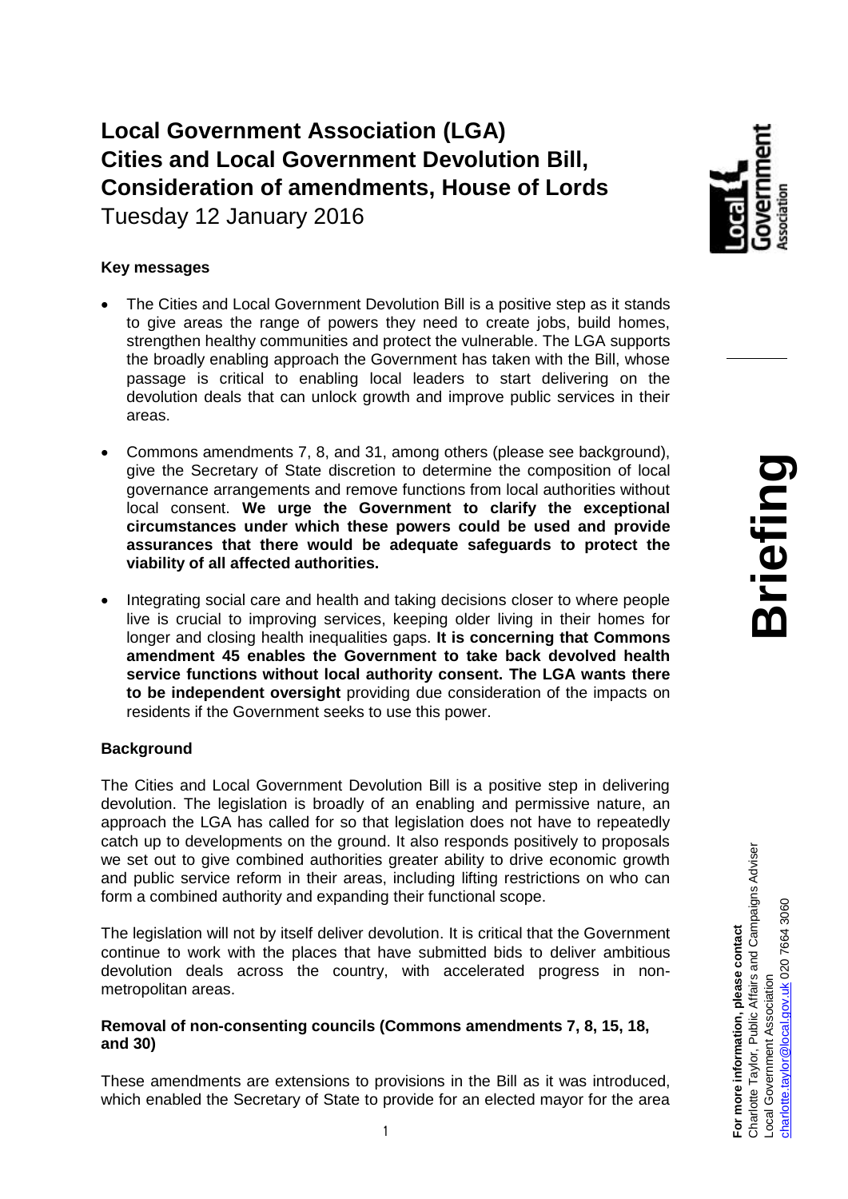# Local Government Association (LGA)
# Cities and Local Government Devolution Bill, Consideration of amendments, House of Lords

Tuesday 12 January 2016

**Briefing**

**For more information, please contact**
Charlotte Taylor, Public Affairs and Campaigns Adviser
Local Government Association
charlotte.taylor@local.gov.uk 020 7664 3060

### Key messages

- The Cities and Local Government Devolution Bill is a positive step as it stands to give areas the range of powers they need to create jobs, build homes, strengthen healthy communities and protect the vulnerable. The LGA supports the broadly enabling approach the Government has taken with the Bill, whose passage is critical to enabling local leaders to start delivering on the devolution deals that can unlock growth and improve public services in their areas.

- Commons amendments 7, 8, and 31, among others (please see background), give the Secretary of State discretion to determine the composition of local governance arrangements and remove functions from local authorities without local consent. **We urge the Government to clarify the exceptional circumstances under which these powers could be used and provide assurances that there would be adequate safeguards to protect the viability of all affected authorities.**

- Integrating social care and health and taking decisions closer to where people live is crucial to improving services, keeping older living in their homes for longer and closing health inequalities gaps. **It is concerning that Commons amendment 45 enables the Government to take back devolved health service functions without local authority consent. The LGA wants there to be independent oversight** providing due consideration of the impacts on residents if the Government seeks to use this power.

### Background

The Cities and Local Government Devolution Bill is a positive step in delivering devolution. The legislation is broadly of an enabling and permissive nature, an approach the LGA has called for so that legislation does not have to repeatedly catch up to developments on the ground. It also responds positively to proposals we set out to give combined authorities greater ability to drive economic growth and public service reform in their areas, including lifting restrictions on who can form a combined authority and expanding their functional scope.

The legislation will not by itself deliver devolution. It is critical that the Government continue to work with the places that have submitted bids to deliver ambitious devolution deals across the country, with accelerated progress in non-metropolitan areas.

### Removal of non-consenting councils (Commons amendments 7, 8, 15, 18, and 30)

These amendments are extensions to provisions in the Bill as it was introduced, which enabled the Secretary of State to provide for an elected mayor for the area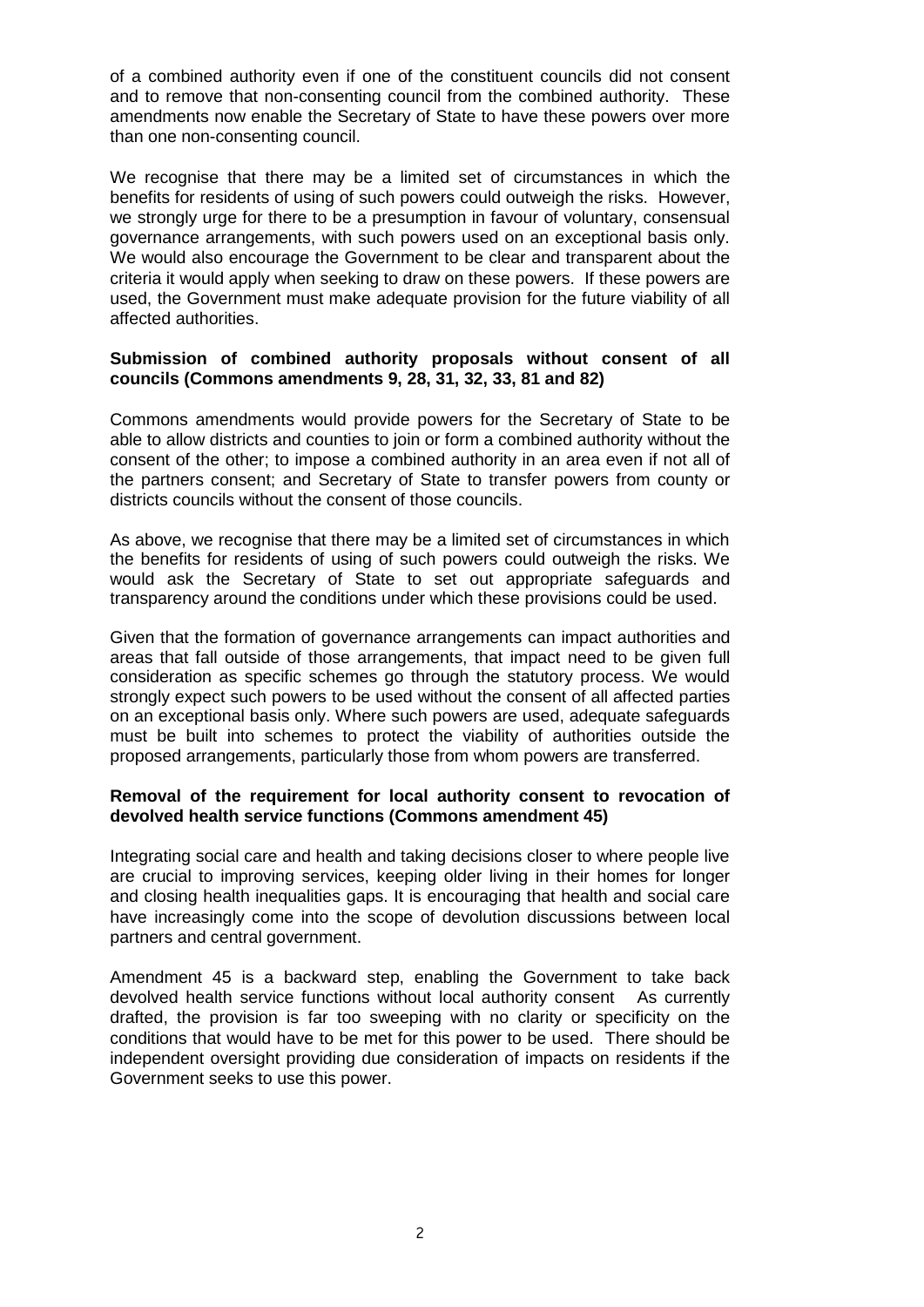of a combined authority even if one of the constituent councils did not consent and to remove that non-consenting council from the combined authority. These amendments now enable the Secretary of State to have these powers over more than one non-consenting council.

We recognise that there may be a limited set of circumstances in which the benefits for residents of using of such powers could outweigh the risks. However, we strongly urge for there to be a presumption in favour of voluntary, consensual governance arrangements, with such powers used on an exceptional basis only. We would also encourage the Government to be clear and transparent about the criteria it would apply when seeking to draw on these powers. If these powers are used, the Government must make adequate provision for the future viability of all affected authorities.

**Submission of combined authority proposals without consent of all councils (Commons amendments 9, 28, 31, 32, 33, 81 and 82)**

Commons amendments would provide powers for the Secretary of State to be able to allow districts and counties to join or form a combined authority without the consent of the other; to impose a combined authority in an area even if not all of the partners consent; and Secretary of State to transfer powers from county or districts councils without the consent of those councils.

As above, we recognise that there may be a limited set of circumstances in which the benefits for residents of using of such powers could outweigh the risks. We would ask the Secretary of State to set out appropriate safeguards and transparency around the conditions under which these provisions could be used.

Given that the formation of governance arrangements can impact authorities and areas that fall outside of those arrangements, that impact need to be given full consideration as specific schemes go through the statutory process. We would strongly expect such powers to be used without the consent of all affected parties on an exceptional basis only. Where such powers are used, adequate safeguards must be built into schemes to protect the viability of authorities outside the proposed arrangements, particularly those from whom powers are transferred.

**Removal of the requirement for local authority consent to revocation of devolved health service functions (Commons amendment 45)**

Integrating social care and health and taking decisions closer to where people live are crucial to improving services, keeping older living in their homes for longer and closing health inequalities gaps. It is encouraging that health and social care have increasingly come into the scope of devolution discussions between local partners and central government.

Amendment 45 is a backward step, enabling the Government to take back devolved health service functions without local authority consent As currently drafted, the provision is far too sweeping with no clarity or specificity on the conditions that would have to be met for this power to be used. There should be independent oversight providing due consideration of impacts on residents if the Government seeks to use this power.